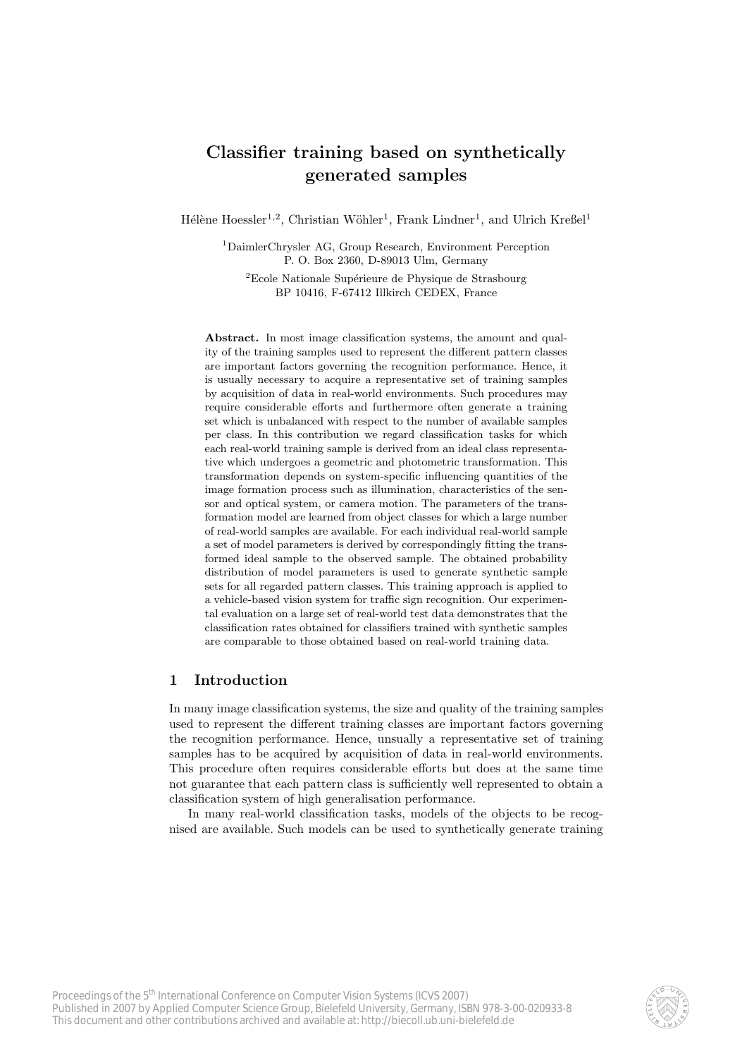# Classifier training based on synthetically generated samples

Hélène Hoessler[1,2], Christian Wöhler[1], Frank Lindner[1], and Ulrich Kreßel[1]

[1]DaimlerChrysler AG, Group Research, Environment Perception
P. O. Box 2360, D-89013 Ulm, Germany

[2]Ecole Nationale Supérieure de Physique de Strasbourg
BP 10416, F-67412 Illkirch CEDEX, France

**Abstract.** In most image classification systems, the amount and quality of the training samples used to represent the different pattern classes are important factors governing the recognition performance. Hence, it is usually necessary to acquire a representative set of training samples by acquisition of data in real-world environments. Such procedures may require considerable efforts and furthermore often generate a training set which is unbalanced with respect to the number of available samples per class. In this contribution we regard classification tasks for which each real-world training sample is derived from an ideal class representative which undergoes a geometric and photometric transformation. This transformation depends on system-specific influencing quantities of the image formation process such as illumination, characteristics of the sensor and optical system, or camera motion. The parameters of the transformation model are learned from object classes for which a large number of real-world samples are available. For each individual real-world sample a set of model parameters is derived by correspondingly fitting the transformed ideal sample to the observed sample. The obtained probability distribution of model parameters is used to generate synthetic sample sets for all regarded pattern classes. This training approach is applied to a vehicle-based vision system for traffic sign recognition. Our experimental evaluation on a large set of real-world test data demonstrates that the classification rates obtained for classifiers trained with synthetic samples are comparable to those obtained based on real-world training data.

## 1 Introduction

In many image classification systems, the size and quality of the training samples used to represent the different training classes are important factors governing the recognition performance. Hence, unsually a representative set of training samples has to be acquired by acquisition of data in real-world environments. This procedure often requires considerable efforts but does at the same time not guarantee that each pattern class is sufficiently well represented to obtain a classification system of high generalisation performance.

In many real-world classification tasks, models of the objects to be recognised are available. Such models can be used to synthetically generate training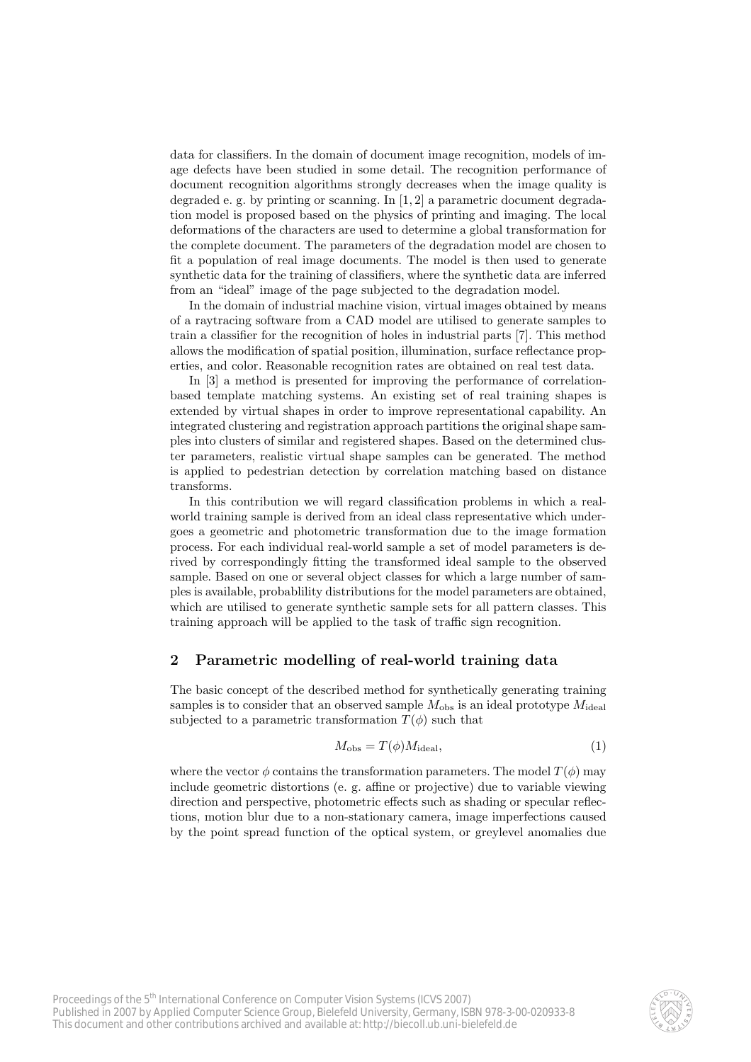data for classifiers. In the domain of document image recognition, models of image defects have been studied in some detail. The recognition performance of document recognition algorithms strongly decreases when the image quality is degraded e. g. by printing or scanning. In [1, 2] a parametric document degradation model is proposed based on the physics of printing and imaging. The local deformations of the characters are used to determine a global transformation for the complete document. The parameters of the degradation model are chosen to fit a population of real image documents. The model is then used to generate synthetic data for the training of classifiers, where the synthetic data are inferred from an "ideal" image of the page subjected to the degradation model.

In the domain of industrial machine vision, virtual images obtained by means of a raytracing software from a CAD model are utilised to generate samples to train a classifier for the recognition of holes in industrial parts [7]. This method allows the modification of spatial position, illumination, surface reflectance properties, and color. Reasonable recognition rates are obtained on real test data.

In [3] a method is presented for improving the performance of correlation-based template matching systems. An existing set of real training shapes is extended by virtual shapes in order to improve representational capability. An integrated clustering and registration approach partitions the original shape samples into clusters of similar and registered shapes. Based on the determined cluster parameters, realistic virtual shape samples can be generated. The method is applied to pedestrian detection by correlation matching based on distance transforms.

In this contribution we will regard classification problems in which a real-world training sample is derived from an ideal class representative which undergoes a geometric and photometric transformation due to the image formation process. For each individual real-world sample a set of model parameters is derived by correspondingly fitting the transformed ideal sample to the observed sample. Based on one or several object classes for which a large number of samples is available, probablility distributions for the model parameters are obtained, which are utilised to generate synthetic sample sets for all pattern classes. This training approach will be applied to the task of traffic sign recognition.

## 2 Parametric modelling of real-world training data

The basic concept of the described method for synthetically generating training samples is to consider that an observed sample $M_{\text{obs}}$ is an ideal prototype $M_{\text{ideal}}$ subjected to a parametric transformation $T(\phi)$ such that

$$M_{\text{obs}} = T(\phi) M_{\text{ideal}}, \tag{1}$$

where the vector $\phi$ contains the transformation parameters. The model $T(\phi)$ may include geometric distortions (e. g. affine or projective) due to variable viewing direction and perspective, photometric effects such as shading or specular reflections, motion blur due to a non-stationary camera, image imperfections caused by the point spread function of the optical system, or greylevel anomalies due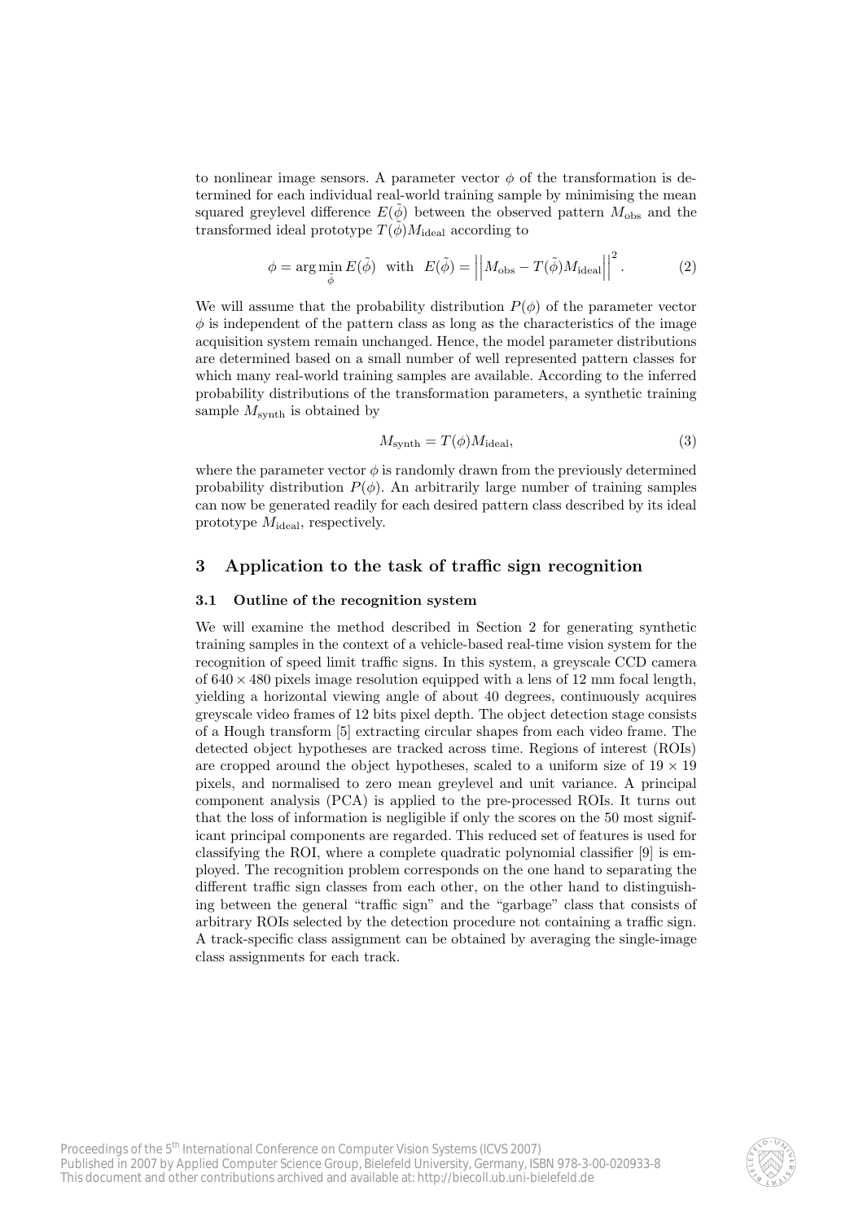to nonlinear image sensors. A parameter vector $\phi$ of the transformation is determined for each individual real-world training sample by minimising the mean squared greylevel difference $E(\tilde{\phi})$ between the observed pattern $M_{\text{obs}}$ and the transformed ideal prototype $T(\tilde{\phi})M_{\text{ideal}}$ according to

$$\phi = \arg\min_{\tilde{\phi}} E(\tilde{\phi}) \quad \text{with} \quad E(\tilde{\phi}) = \left|\left| M_{\text{obs}} - T(\tilde{\phi})M_{\text{ideal}} \right|\right|^2. \tag{2}$$

We will assume that the probability distribution $P(\phi)$ of the parameter vector $\phi$ is independent of the pattern class as long as the characteristics of the image acquisition system remain unchanged. Hence, the model parameter distributions are determined based on a small number of well represented pattern classes for which many real-world training samples are available. According to the inferred probability distributions of the transformation parameters, a synthetic training sample $M_{\text{synth}}$ is obtained by

$$M_{\text{synth}} = T(\phi)M_{\text{ideal}}, \tag{3}$$

where the parameter vector $\phi$ is randomly drawn from the previously determined probability distribution $P(\phi)$. An arbitrarily large number of training samples can now be generated readily for each desired pattern class described by its ideal prototype $M_{\text{ideal}}$, respectively.

## 3 Application to the task of traffic sign recognition

### 3.1 Outline of the recognition system

We will examine the method described in Section 2 for generating synthetic training samples in the context of a vehicle-based real-time vision system for the recognition of speed limit traffic signs. In this system, a greyscale CCD camera of $640 \times 480$ pixels image resolution equipped with a lens of 12 mm focal length, yielding a horizontal viewing angle of about 40 degrees, continuously acquires greyscale video frames of 12 bits pixel depth. The object detection stage consists of a Hough transform [5] extracting circular shapes from each video frame. The detected object hypotheses are tracked across time. Regions of interest (ROIs) are cropped around the object hypotheses, scaled to a uniform size of $19 \times 19$ pixels, and normalised to zero mean greylevel and unit variance. A principal component analysis (PCA) is applied to the pre-processed ROIs. It turns out that the loss of information is negligible if only the scores on the 50 most significant principal components are regarded. This reduced set of features is used for classifying the ROI, where a complete quadratic polynomial classifier [9] is employed. The recognition problem corresponds on the one hand to separating the different traffic sign classes from each other, on the other hand to distinguishing between the general "traffic sign" and the "garbage" class that consists of arbitrary ROIs selected by the detection procedure not containing a traffic sign. A track-specific class assignment can be obtained by averaging the single-image class assignments for each track.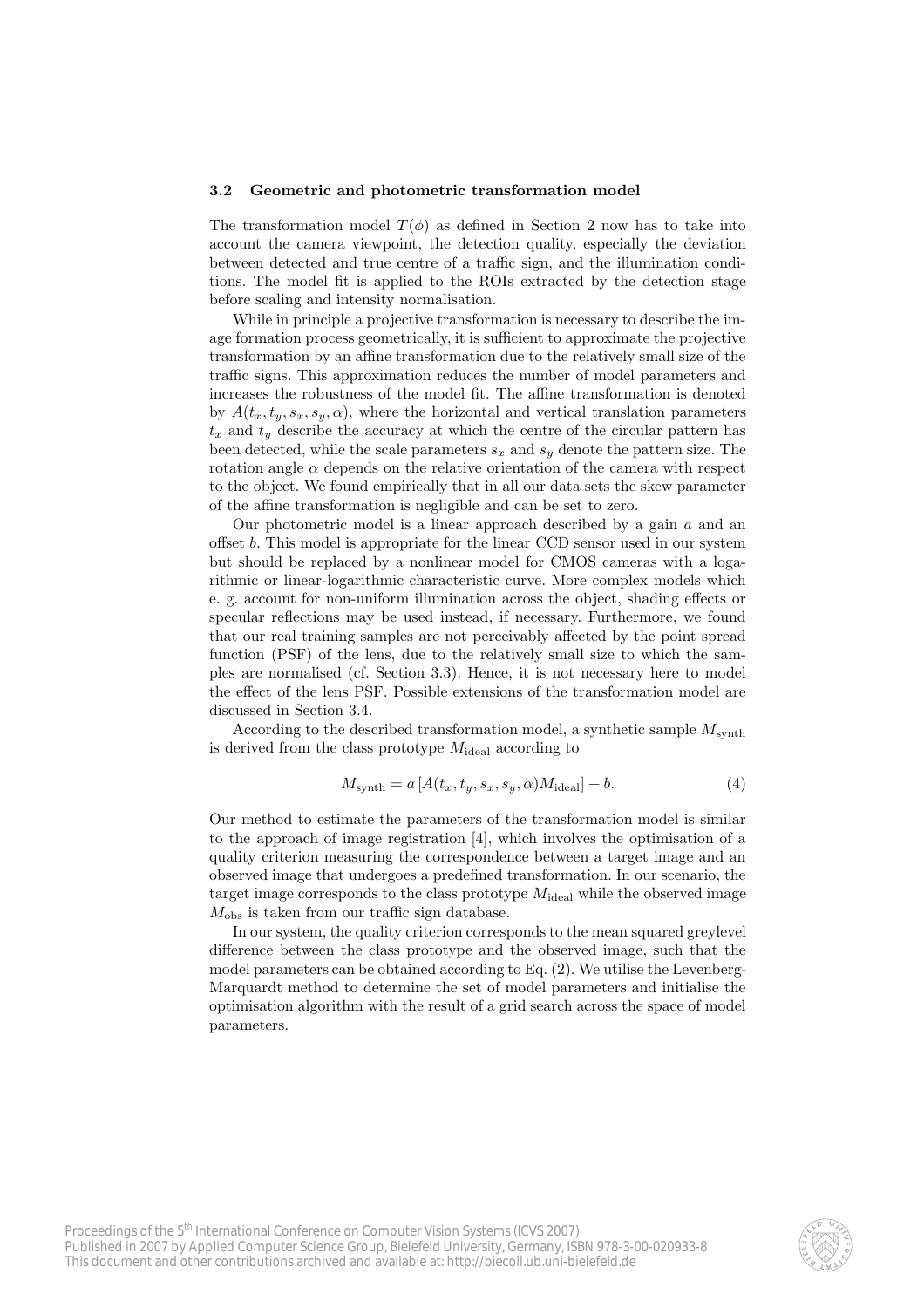### 3.2 Geometric and photometric transformation model

The transformation model $T(\phi)$ as defined in Section 2 now has to take into account the camera viewpoint, the detection quality, especially the deviation between detected and true centre of a traffic sign, and the illumination conditions. The model fit is applied to the ROIs extracted by the detection stage before scaling and intensity normalisation.

While in principle a projective transformation is necessary to describe the image formation process geometrically, it is sufficient to approximate the projective transformation by an affine transformation due to the relatively small size of the traffic signs. This approximation reduces the number of model parameters and increases the robustness of the model fit. The affine transformation is denoted by $A(t_x, t_y, s_x, s_y, \alpha)$, where the horizontal and vertical translation parameters $t_x$ and $t_y$ describe the accuracy at which the centre of the circular pattern has been detected, while the scale parameters $s_x$ and $s_y$ denote the pattern size. The rotation angle $\alpha$ depends on the relative orientation of the camera with respect to the object. We found empirically that in all our data sets the skew parameter of the affine transformation is negligible and can be set to zero.

Our photometric model is a linear approach described by a gain $a$ and an offset $b$. This model is appropriate for the linear CCD sensor used in our system but should be replaced by a nonlinear model for CMOS cameras with a logarithmic or linear-logarithmic characteristic curve. More complex models which e. g. account for non-uniform illumination across the object, shading effects or specular reflections may be used instead, if necessary. Furthermore, we found that our real training samples are not perceivably affected by the point spread function (PSF) of the lens, due to the relatively small size to which the samples are normalised (cf. Section 3.3). Hence, it is not necessary here to model the effect of the lens PSF. Possible extensions of the transformation model are discussed in Section 3.4.

According to the described transformation model, a synthetic sample $M_{\text{synth}}$ is derived from the class prototype $M_{\text{ideal}}$ according to

$$M_{\text{synth}} = a \left[ A(t_x, t_y, s_x, s_y, \alpha) M_{\text{ideal}} \right] + b. \tag{4}$$

Our method to estimate the parameters of the transformation model is similar to the approach of image registration [4], which involves the optimisation of a quality criterion measuring the correspondence between a target image and an observed image that undergoes a predefined transformation. In our scenario, the target image corresponds to the class prototype $M_{\text{ideal}}$ while the observed image $M_{\text{obs}}$ is taken from our traffic sign database.

In our system, the quality criterion corresponds to the mean squared greylevel difference between the class prototype and the observed image, such that the model parameters can be obtained according to Eq. (2). We utilise the Levenberg-Marquardt method to determine the set of model parameters and initialise the optimisation algorithm with the result of a grid search across the space of model parameters.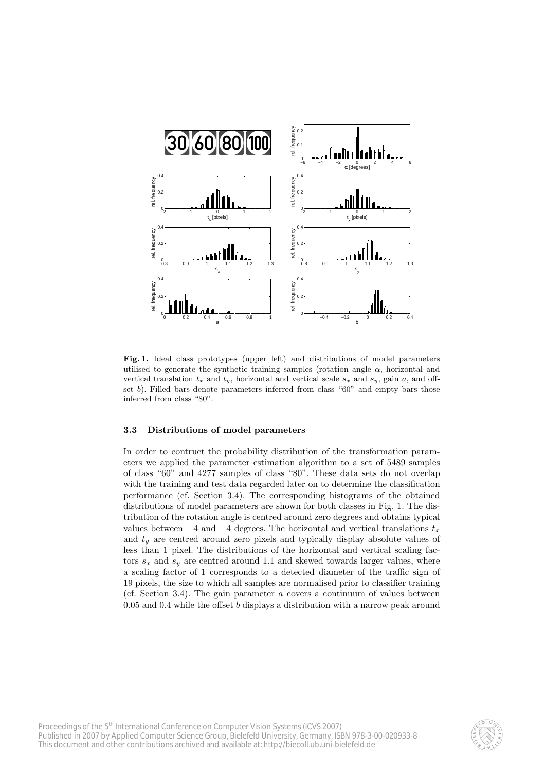**Fig. 1.** Ideal class prototypes (upper left) and distributions of model parameters utilised to generate the synthetic training samples (rotation angle $\alpha$, horizontal and vertical translation $t_x$ and $t_y$, horizontal and vertical scale $s_x$ and $s_y$, gain $a$, and offset $b$). Filled bars denote parameters inferred from class "60" and empty bars those inferred from class "80".

### 3.3 Distributions of model parameters

In order to contruct the probability distribution of the transformation parameters we applied the parameter estimation algorithm to a set of 5489 samples of class "60" and 4277 samples of class "80". These data sets do not overlap with the training and test data regarded later on to determine the classification performance (cf. Section 3.4). The corresponding histograms of the obtained distributions of model parameters are shown for both classes in Fig. 1. The distribution of the rotation angle is centred around zero degrees and obtains typical values between $-4$ and $+4$ degrees. The horizontal and vertical translations $t_x$ and $t_y$ are centred around zero pixels and typically display absolute values of less than 1 pixel. The distributions of the horizontal and vertical scaling factors $s_x$ and $s_y$ are centred around 1.1 and skewed towards larger values, where a scaling factor of 1 corresponds to a detected diameter of the traffic sign of 19 pixels, the size to which all samples are normalised prior to classifier training (cf. Section 3.4). The gain parameter $a$ covers a continuum of values between 0.05 and 0.4 while the offset $b$ displays a distribution with a narrow peak around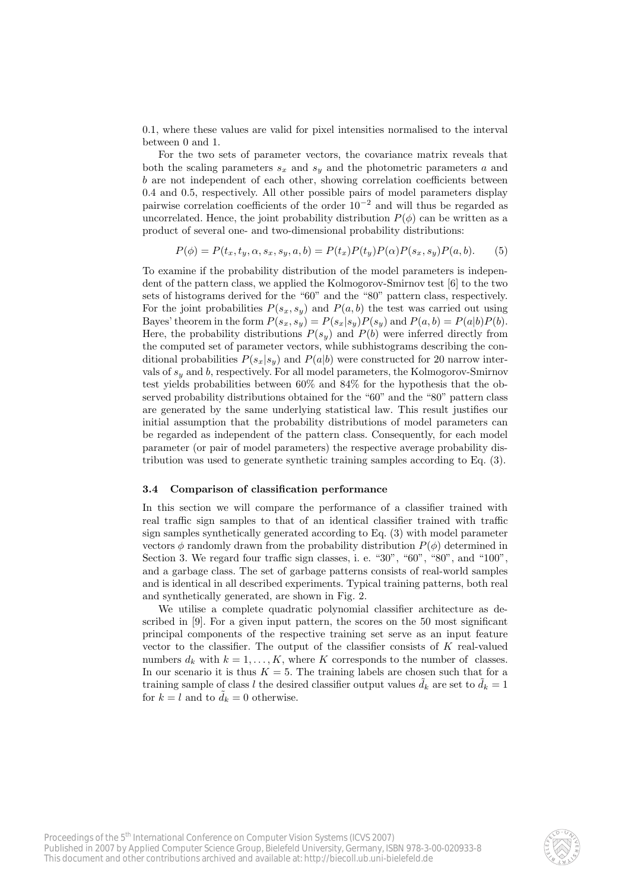0.1, where these values are valid for pixel intensities normalised to the interval between 0 and 1.

For the two sets of parameter vectors, the covariance matrix reveals that both the scaling parameters $s_x$ and $s_y$ and the photometric parameters $a$ and $b$ are not independent of each other, showing correlation coefficients between 0.4 and 0.5, respectively. All other possible pairs of model parameters display pairwise correlation coefficients of the order $10^{-2}$ and will thus be regarded as uncorrelated. Hence, the joint probability distribution $P(\phi)$ can be written as a product of several one- and two-dimensional probability distributions:

$$P(\phi) = P(t_x, t_y, \alpha, s_x, s_y, a, b) = P(t_x)P(t_y)P(\alpha)P(s_x, s_y)P(a, b). \qquad (5)$$

To examine if the probability distribution of the model parameters is independent of the pattern class, we applied the Kolmogorov-Smirnov test [6] to the two sets of histograms derived for the "60" and the "80" pattern class, respectively. For the joint probabilities $P(s_x, s_y)$ and $P(a, b)$ the test was carried out using Bayes' theorem in the form $P(s_x, s_y) = P(s_x|s_y)P(s_y)$ and $P(a, b) = P(a|b)P(b)$. Here, the probability distributions $P(s_y)$ and $P(b)$ were inferred directly from the computed set of parameter vectors, while subhistograms describing the conditional probabilities $P(s_x|s_y)$ and $P(a|b)$ were constructed for 20 narrow intervals of $s_y$ and $b$, respectively. For all model parameters, the Kolmogorov-Smirnov test yields probabilities between 60% and 84% for the hypothesis that the observed probability distributions obtained for the "60" and the "80" pattern class are generated by the same underlying statistical law. This result justifies our initial assumption that the probability distributions of model parameters can be regarded as independent of the pattern class. Consequently, for each model parameter (or pair of model parameters) the respective average probability distribution was used to generate synthetic training samples according to Eq. (3).

### 3.4 Comparison of classification performance

In this section we will compare the performance of a classifier trained with real traffic sign samples to that of an identical classifier trained with traffic sign samples synthetically generated according to Eq. (3) with model parameter vectors $\phi$ randomly drawn from the probability distribution $P(\phi)$ determined in Section 3. We regard four traffic sign classes, i. e. "30", "60", "80", and "100", and a garbage class. The set of garbage patterns consists of real-world samples and is identical in all described experiments. Typical training patterns, both real and synthetically generated, are shown in Fig. 2.

We utilise a complete quadratic polynomial classifier architecture as described in [9]. For a given input pattern, the scores on the 50 most significant principal components of the respective training set serve as an input feature vector to the classifier. The output of the classifier consists of $K$ real-valued numbers $d_k$ with $k = 1, \ldots, K$, where $K$ corresponds to the number of classes. In our scenario it is thus $K = 5$. The training labels are chosen such that for a training sample of class $l$ the desired classifier output values $\tilde{d}_k$ are set to $\tilde{d}_k = 1$ for $k = l$ and to $\tilde{d}_k = 0$ otherwise.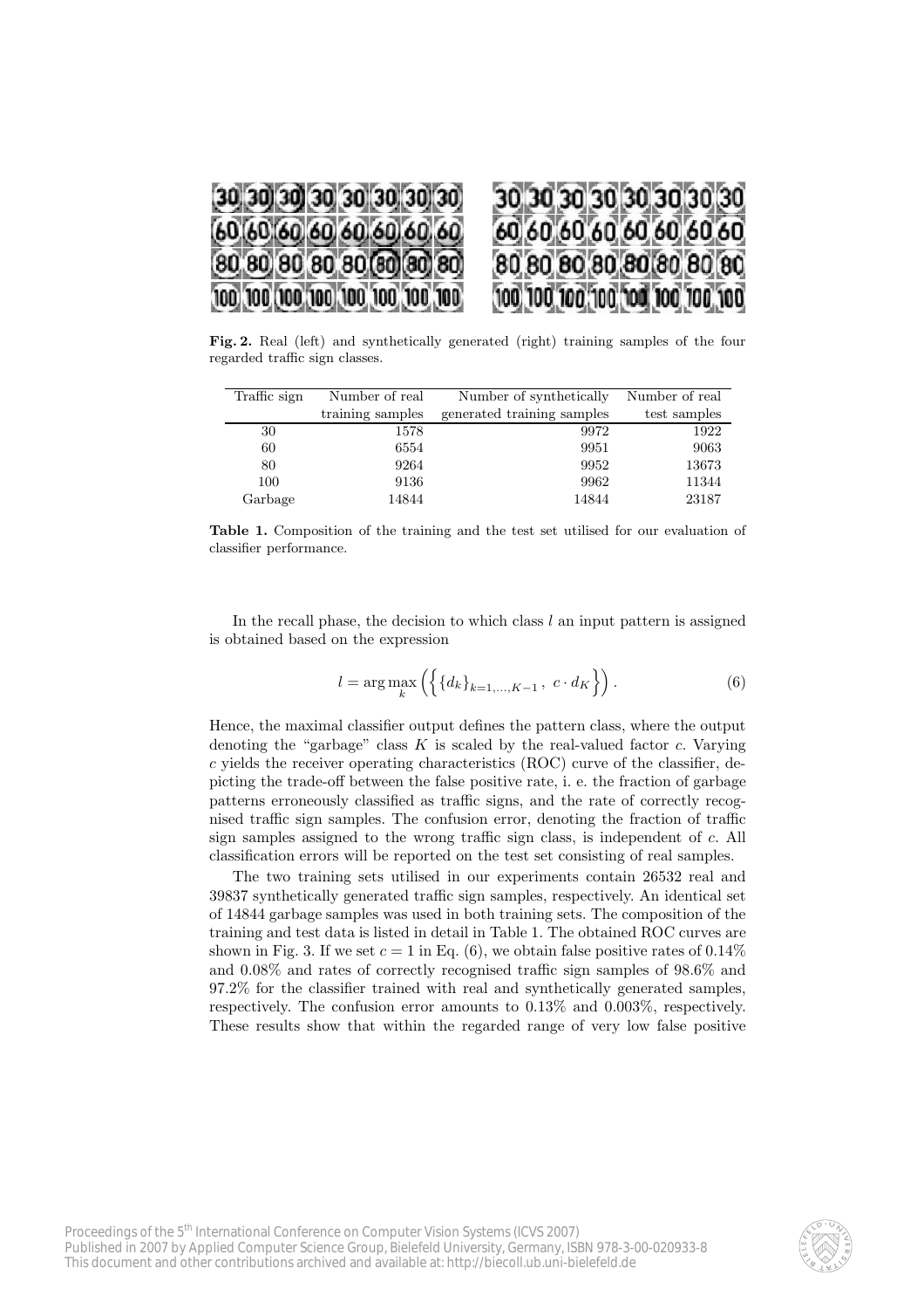**Fig. 2.** Real (left) and synthetically generated (right) training samples of the four regarded traffic sign classes.

| Traffic sign | Number of real training samples | Number of synthetically generated training samples | Number of real test samples |
|---|---|---|---|
| 30 | 1578 | 9972 | 1922 |
| 60 | 6554 | 9951 | 9063 |
| 80 | 9264 | 9952 | 13673 |
| 100 | 9136 | 9962 | 11344 |
| Garbage | 14844 | 14844 | 23187 |

**Table 1.** Composition of the training and the test set utilised for our evaluation of classifier performance.

In the recall phase, the decision to which class $l$ an input pattern is assigned is obtained based on the expression

$$l = \arg\max_k \left( \left\{ \{d_k\}_{k=1,\ldots,K-1}\,,\ c \cdot d_K \right\} \right). \tag{6}$$

Hence, the maximal classifier output defines the pattern class, where the output denoting the "garbage" class $K$ is scaled by the real-valued factor $c$. Varying $c$ yields the receiver operating characteristics (ROC) curve of the classifier, depicting the trade-off between the false positive rate, i. e. the fraction of garbage patterns erroneously classified as traffic signs, and the rate of correctly recognised traffic sign samples. The confusion error, denoting the fraction of traffic sign samples assigned to the wrong traffic sign class, is independent of $c$. All classification errors will be reported on the test set consisting of real samples.

The two training sets utilised in our experiments contain 26532 real and 39837 synthetically generated traffic sign samples, respectively. An identical set of 14844 garbage samples was used in both training sets. The composition of the training and test data is listed in detail in Table 1. The obtained ROC curves are shown in Fig. 3. If we set $c = 1$ in Eq. (6), we obtain false positive rates of 0.14% and 0.08% and rates of correctly recognised traffic sign samples of 98.6% and 97.2% for the classifier trained with real and synthetically generated samples, respectively. The confusion error amounts to 0.13% and 0.003%, respectively. These results show that within the regarded range of very low false positive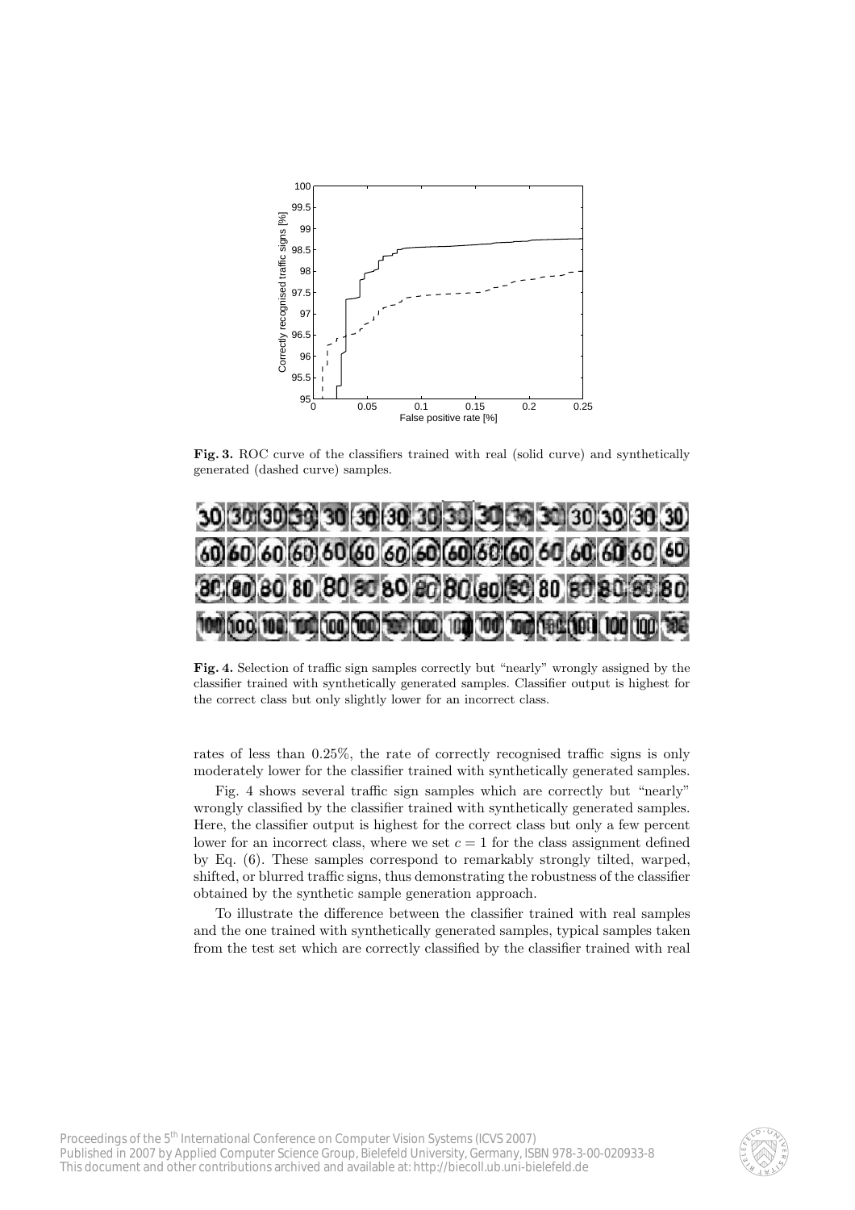**Fig. 3.** ROC curve of the classifiers trained with real (solid curve) and synthetically generated (dashed curve) samples.

**Fig. 4.** Selection of traffic sign samples correctly but "nearly" wrongly assigned by the classifier trained with synthetically generated samples. Classifier output is highest for the correct class but only slightly lower for an incorrect class.

rates of less than 0.25%, the rate of correctly recognised traffic signs is only moderately lower for the classifier trained with synthetically generated samples.

Fig. 4 shows several traffic sign samples which are correctly but "nearly" wrongly classified by the classifier trained with synthetically generated samples. Here, the classifier output is highest for the correct class but only a few percent lower for an incorrect class, where we set $c = 1$ for the class assignment defined by Eq. (6). These samples correspond to remarkably strongly tilted, warped, shifted, or blurred traffic signs, thus demonstrating the robustness of the classifier obtained by the synthetic sample generation approach.

To illustrate the difference between the classifier trained with real samples and the one trained with synthetically generated samples, typical samples taken from the test set which are correctly classified by the classifier trained with real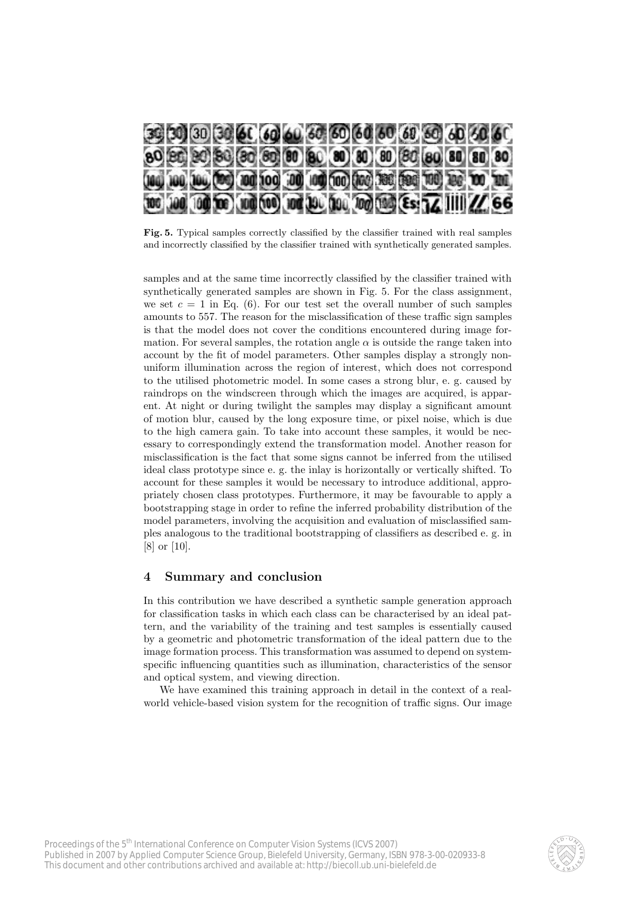**Fig. 5.** Typical samples correctly classified by the classifier trained with real samples and incorrectly classified by the classifier trained with synthetically generated samples.

samples and at the same time incorrectly classified by the classifier trained with synthetically generated samples are shown in Fig. 5. For the class assignment, we set $c = 1$ in Eq. (6). For our test set the overall number of such samples amounts to 557. The reason for the misclassification of these traffic sign samples is that the model does not cover the conditions encountered during image formation. For several samples, the rotation angle $\alpha$ is outside the range taken into account by the fit of model parameters. Other samples display a strongly non-uniform illumination across the region of interest, which does not correspond to the utilised photometric model. In some cases a strong blur, e. g. caused by raindrops on the windscreen through which the images are acquired, is apparent. At night or during twilight the samples may display a significant amount of motion blur, caused by the long exposure time, or pixel noise, which is due to the high camera gain. To take into account these samples, it would be necessary to correspondingly extend the transformation model. Another reason for misclassification is the fact that some signs cannot be inferred from the utilised ideal class prototype since e. g. the inlay is horizontally or vertically shifted. To account for these samples it would be necessary to introduce additional, appropriately chosen class prototypes. Furthermore, it may be favourable to apply a bootstrapping stage in order to refine the inferred probability distribution of the model parameters, involving the acquisition and evaluation of misclassified samples analogous to the traditional bootstrapping of classifiers as described e. g. in [8] or [10].

## 4 Summary and conclusion

In this contribution we have described a synthetic sample generation approach for classification tasks in which each class can be characterised by an ideal pattern, and the variability of the training and test samples is essentially caused by a geometric and photometric transformation of the ideal pattern due to the image formation process. This transformation was assumed to depend on system-specific influencing quantities such as illumination, characteristics of the sensor and optical system, and viewing direction.

We have examined this training approach in detail in the context of a real-world vehicle-based vision system for the recognition of traffic signs. Our image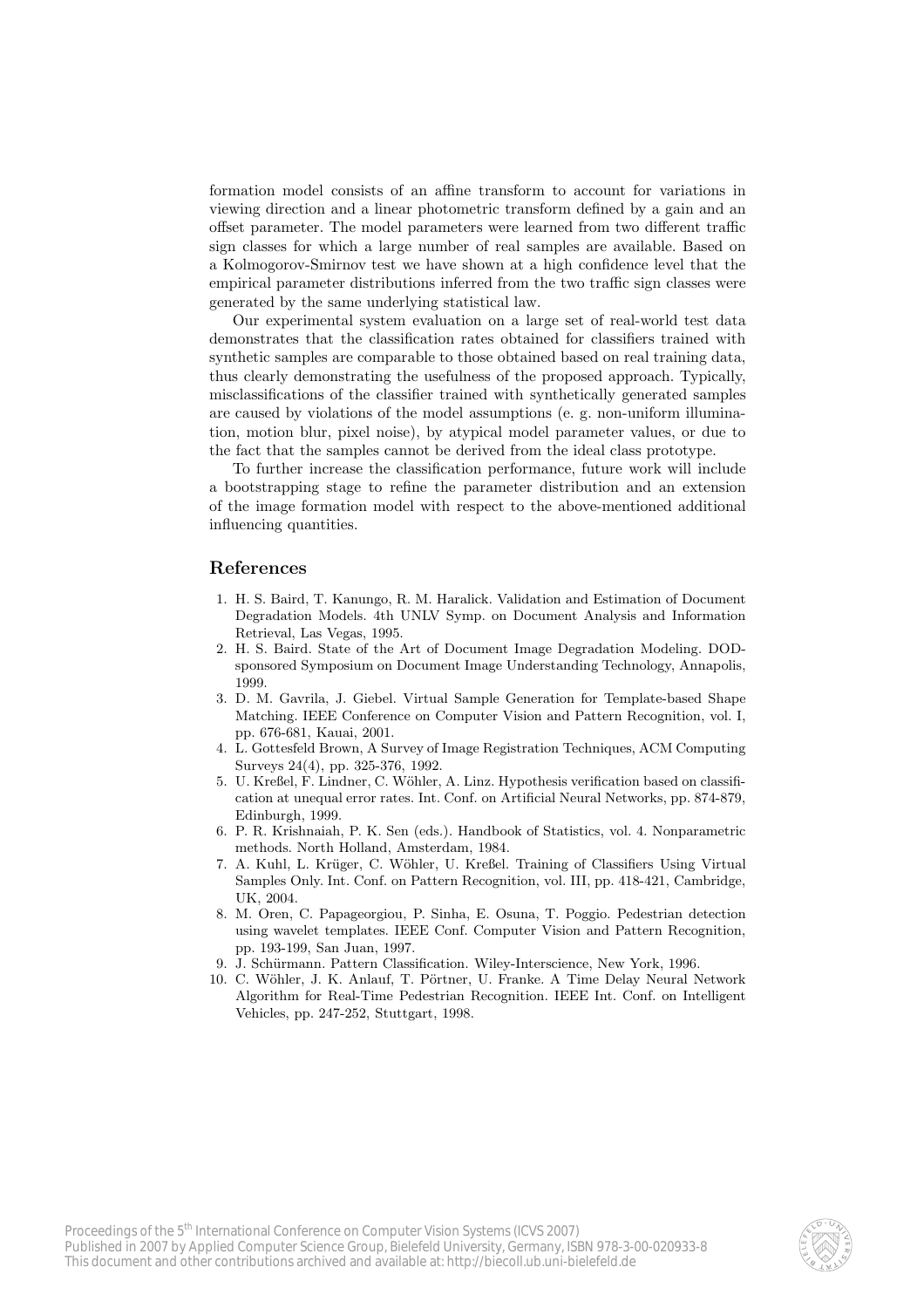formation model consists of an affine transform to account for variations in viewing direction and a linear photometric transform defined by a gain and an offset parameter. The model parameters were learned from two different traffic sign classes for which a large number of real samples are available. Based on a Kolmogorov-Smirnov test we have shown at a high confidence level that the empirical parameter distributions inferred from the two traffic sign classes were generated by the same underlying statistical law.

Our experimental system evaluation on a large set of real-world test data demonstrates that the classification rates obtained for classifiers trained with synthetic samples are comparable to those obtained based on real training data, thus clearly demonstrating the usefulness of the proposed approach. Typically, misclassifications of the classifier trained with synthetically generated samples are caused by violations of the model assumptions (e. g. non-uniform illumination, motion blur, pixel noise), by atypical model parameter values, or due to the fact that the samples cannot be derived from the ideal class prototype.

To further increase the classification performance, future work will include a bootstrapping stage to refine the parameter distribution and an extension of the image formation model with respect to the above-mentioned additional influencing quantities.

## References

1. H. S. Baird, T. Kanungo, R. M. Haralick. Validation and Estimation of Document Degradation Models. 4th UNLV Symp. on Document Analysis and Information Retrieval, Las Vegas, 1995.
2. H. S. Baird. State of the Art of Document Image Degradation Modeling. DOD-sponsored Symposium on Document Image Understanding Technology, Annapolis, 1999.
3. D. M. Gavrila, J. Giebel. Virtual Sample Generation for Template-based Shape Matching. IEEE Conference on Computer Vision and Pattern Recognition, vol. I, pp. 676-681, Kauai, 2001.
4. L. Gottesfeld Brown, A Survey of Image Registration Techniques, ACM Computing Surveys 24(4), pp. 325-376, 1992.
5. U. Kreßel, F. Lindner, C. Wöhler, A. Linz. Hypothesis verification based on classification at unequal error rates. Int. Conf. on Artificial Neural Networks, pp. 874-879, Edinburgh, 1999.
6. P. R. Krishnaiah, P. K. Sen (eds.). Handbook of Statistics, vol. 4. Nonparametric methods. North Holland, Amsterdam, 1984.
7. A. Kuhl, L. Krüger, C. Wöhler, U. Kreßel. Training of Classifiers Using Virtual Samples Only. Int. Conf. on Pattern Recognition, vol. III, pp. 418-421, Cambridge, UK, 2004.
8. M. Oren, C. Papageorgiou, P. Sinha, E. Osuna, T. Poggio. Pedestrian detection using wavelet templates. IEEE Conf. Computer Vision and Pattern Recognition, pp. 193-199, San Juan, 1997.
9. J. Schürmann. Pattern Classification. Wiley-Interscience, New York, 1996.
10. C. Wöhler, J. K. Anlauf, T. Pörtner, U. Franke. A Time Delay Neural Network Algorithm for Real-Time Pedestrian Recognition. IEEE Int. Conf. on Intelligent Vehicles, pp. 247-252, Stuttgart, 1998.